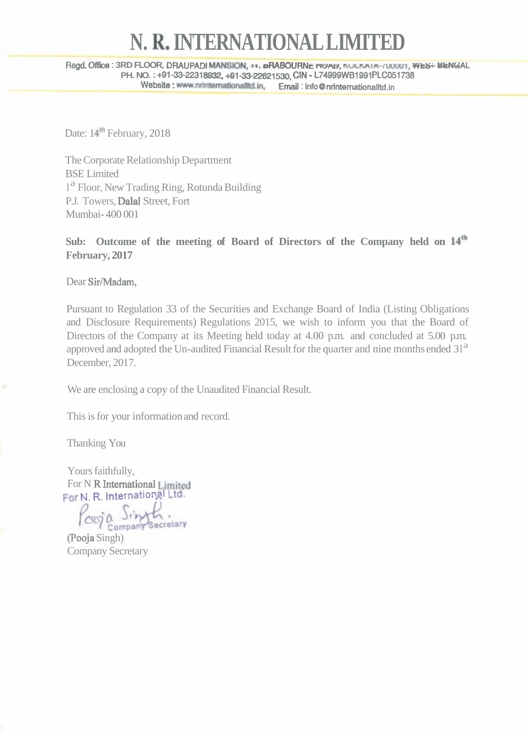# N. R. INTERNATIONAL LIMITED

Regd. Office : 3RD FLOOR, DRAUPADI MANSION, 11, BRABOURNE ROAD, KOLKATA-700001, WEST BENGAL
PH. NO. : +91-33-22318932, +91-33-22621530, CIN - L74999WB1991PLC051738
Website : www.nrinternationalltd.in, Email : info@nrinternationalltd.in

Date: 14[th] February, 2018

The Corporate Relationship Department
BSE Limited
1[a] Floor, New Trading Ring, Rotunda Building
P.J. Towers, Dalal Street, Fort
Mumbai- 400 001

**Sub: Outcome of the meeting of Board of Directors of the Company held on 14[th] February, 2017**

Dear Sir/Madam,

Pursuant to Regulation 33 of the Securities and Exchange Board of India (Listing Obligations and Disclosure Requirements) Regulations 2015, we wish to inform you that the Board of Directors of the Company at its Meeting held today at 4.00 p.m. and concluded at 5.00 p.m. approved and adopted the Un-audited Financial Result for the quarter and nine months ended 31[a] December, 2017.

We are enclosing a copy of the Unaudited Financial Result.

This is for your information and record.

Thanking You

Yours faithfully,
For N R International Limited
For N. R. International Ltd.

Pooja Singh.
Company Secretary

(Pooja Singh)
Company Secretary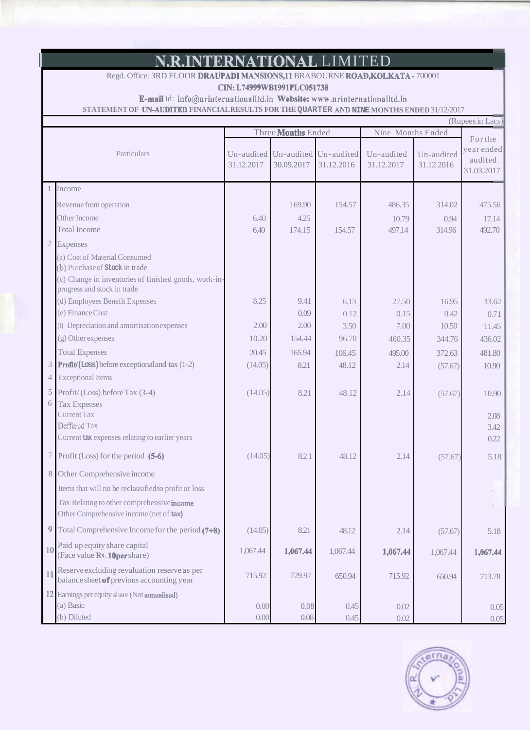# N.R.INTERNATIONAL LIMITED

Regd. Office: 3RD FLOOR DRAUPADI MANSIONS,11 BRABOURNE ROAD,KOLKATA - 700001

CIN: L74999WB1991PLC051738

E-mail id: info@nrinternationalltd.in Website: www.nrinternationalltd.in

STATEMENT OF UN-AUDITED FINANCIAL RESULTS FOR THE QUARTER AND NINE MONTHS ENDED 31/12/2017

(Rupees in Lacs)

| | Particulars | Three Months Ended | | | Nine Months Ended | | For the year ended audited 31.03.2017 |
|---|---|---|---|---|---|---|---|
| | | Un-audited 31.12.2017 | Un-audited 30.09.2017 | Un-audited 31.12.2016 | Un-audited 31.12.2017 | Un-audited 31.12.2016 | |
| 1 | Income | | | | | | |
| | Revenue from operation | | 169.90 | 154.57 | 486.35 | 314.02 | 475.56 |
| | Other Income | 6.40 | 4.25 | | 10.79 | 0.94 | 17.14 |
| | Total Income | 6.40 | 174.15 | 154.57 | 497.14 | 314.96 | 492.70 |
| 2 | Expenses | | | | | | |
| | (a) Cost of Material Consumed | | | | | | |
| | (b) Purchase of Stock in trade | | | | | | |
| | (c) Change in inventories of finished goods, work-in-progress and stock in trade | | | | | | |
| | (d) Employees Benefit Expenses | 8.25 | 9.41 | 6.13 | 27.50 | 16.95 | 33.62 |
| | (e) Finance Cost | | 0.09 | 0.12 | 0.15 | 0.42 | 0.71 |
| | (f) Depreciation and amortisation expenses | 2.00 | 2.00 | 3.50 | 7.00 | 10.50 | 11.45 |
| | (g) Other expenses | 10.20 | 154.44 | 96.70 | 460.35 | 344.76 | 436.02 |
| | Total Expenses | 20.45 | 165.94 | 106.45 | 495.00 | 372.63 | 481.80 |
| 3 | Profit/(Loss) before exceptional and tax (1-2) | (14.05) | 8.21 | 48.12 | 2.14 | (57.67) | 10.90 |
| 4 | Exceptional Items | | | | | | |
| 5 | Profit/ (Loss) before Tax (3-4) | (14.05) | 8.21 | 48.12 | 2.14 | (57.67) | 10.90 |
| 6 | Tax Expenses | | | | | | |
| | Current Tax | | | | | | 2.08 |
| | Deffered Tax | | | | | | 3.42 |
| | Current tax expenses relating to earlier years | | | | | | 0.22 |
| 7 | Profit (Loss) for the period (5-6) | (14.05) | 8.21 | 48.12 | 2.14 | (57.67) | 5.18 |
| 8 | Other Comprehensive income | | | | | | |
| | Items that will no be reclassified to profit or loss | | | | | | |
| | Tax Relating to other comprehensive income | | | | | | |
| | Other Comprehensive income (net of tax) | | | | | | |
| 9 | Total Comprehensive Income for the period (7+8) | (14.05) | 8.21 | 48.12 | 2.14 | (57.67) | 5.18 |
| 10 | Paid up equity share capital (Face value Rs. 10per share) | 1,067.44 | 1,067.44 | 1,067.44 | 1,067.44 | 1,067.44 | 1,067.44 |
| 11 | Reserve excluding revaluation reserve as per balance sheet of previous accounting year | 715.92 | 729.97 | 650.94 | 715.92 | 650.94 | 713.78 |
| 12 | Earnings per equity share (Not annualised) | | | | | | |
| | (a) Basic | 0.00 | 0.08 | 0.45 | 0.02 | | 0.05 |
| | (b) Diluted | 0.00 | 0.08 | 0.45 | 0.02 | | 0.05 |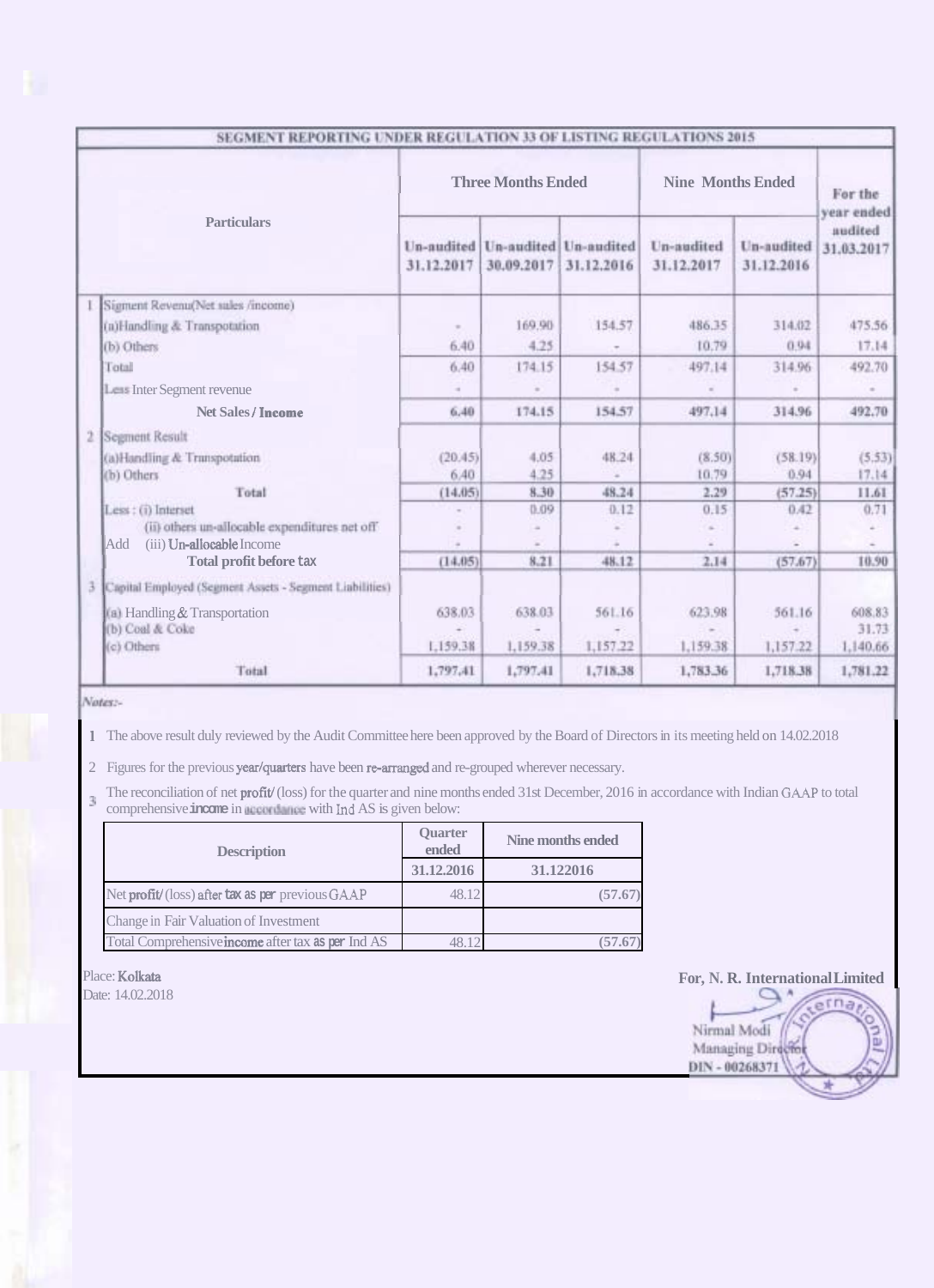| SEGMENT REPORTING UNDER REGULATION 33 OF LISTING REGULATIONS 2015 | | | | | | | |
|---|---|---|---|---|---|---|---|
| | Particulars | Three Months Ended | | | Nine Months Ended | | For the year ended audited 31.03.2017 |
| | | Un-audited 31.12.2017 | Un-audited 30.09.2017 | Un-audited 31.12.2016 | Un-audited 31.12.2017 | Un-audited 31.12.2016 | |
| 1 | Sigment Revenu(Net sales /income) | | | | | | |
| | (a)Handling & Transpotation | - | 169.90 | 154.57 | 486.35 | 314.02 | 475.56 |
| | (b) Others | 6.40 | 4.25 | - | 10.79 | 0.94 | 17.14 |
| | Total | 6.40 | 174.15 | 154.57 | 497.14 | 314.96 | 492.70 |
| | Less Inter Segment revenue | - | - | - | - | - | - |
| | **Net Sales / Income** | **6.40** | **174.15** | **154.57** | **497.14** | **314.96** | **492.70** |
| 2 | Segment Result | | | | | | |
| | (a)Handling & Transpotation | (20.45) | 4.05 | 48.24 | (8.50) | (58.19) | (5.53) |
| | (b) Others | 6.40 | 4.25 | - | 10.79 | 0.94 | 17.14 |
| | **Total** | **(14.05)** | **8.30** | **48.24** | **2.29** | **(57.25)** | **11.61** |
| | Less : (i) Interset | - | 0.09 | 0.12 | 0.15 | 0.42 | 0.71 |
| | (ii) others un-allocable expenditures net off | - | - | - | - | - | - |
| | Add (iii) Un-allocable Income | - | - | - | - | - | - |
| | **Total profit before tax** | **(14.05)** | **8.21** | **48.12** | **2.14** | **(57.67)** | **10.90** |
| 3 | Capital Employed (Segment Assets - Segment Liabilities) | | | | | | |
| | (a) Handling & Transportation | 638.03 | 638.03 | 561.16 | 623.98 | 561.16 | 608.83 |
| | (b) Coal & Coke | - | - | - | - | - | 31.73 |
| | (c) Others | 1,159.38 | 1,159.38 | 1,157.22 | 1,159.38 | 1,157.22 | 1,140.66 |
| | **Total** | **1,797.41** | **1,797.41** | **1,718.38** | **1,783.36** | **1,718.38** | **1,781.22** |

*Notes:-*

1. The above result duly reviewed by the Audit Committee here been approved by the Board of Directors in its meeting held on 14.02.2018
2. Figures for the previous year/quarters have been re-arranged and re-grouped wherever necessary.
3. The reconciliation of net profit/ (loss) for the quarter and nine months ended 31st December, 2016 in accordance with Indian GAAP to total comprehensive income in accordance with Ind AS is given below:

| Description | Quarter ended | Nine months ended |
|---|---|---|
| | 31.12.2016 | 31.122016 |
| Net profit/ (loss) after tax as per previous GAAP | 48.12 | (57.67) |
| Change in Fair Valuation of Investment | | |
| Total Comprehensive income after tax as per Ind AS | 48.12 | (57.67) |

Place: Kolkata
Date: 14.02.2018

**For, N. R. International Limited**

Nirmal Modi
Managing Director
DIN - 00268371